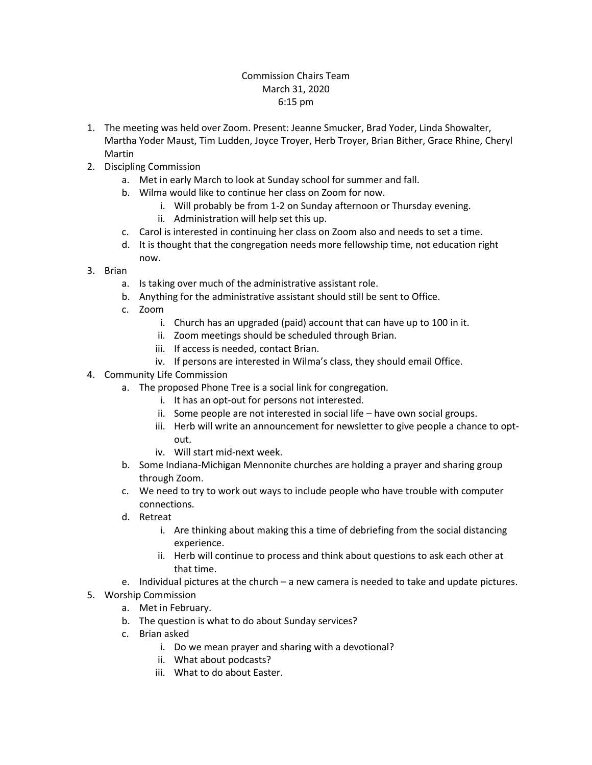Commission Chairs Team
March 31, 2020
6:15 pm

1. The meeting was held over Zoom. Present: Jeanne Smucker, Brad Yoder, Linda Showalter, Martha Yoder Maust, Tim Ludden, Joyce Troyer, Herb Troyer, Brian Bither, Grace Rhine, Cheryl Martin
2. Discipling Commission
   a. Met in early March to look at Sunday school for summer and fall.
   b. Wilma would like to continue her class on Zoom for now.
      i. Will probably be from 1-2 on Sunday afternoon or Thursday evening.
      ii. Administration will help set this up.
   c. Carol is interested in continuing her class on Zoom also and needs to set a time.
   d. It is thought that the congregation needs more fellowship time, not education right now.
3. Brian
   a. Is taking over much of the administrative assistant role.
   b. Anything for the administrative assistant should still be sent to Office.
   c. Zoom
      i. Church has an upgraded (paid) account that can have up to 100 in it.
      ii. Zoom meetings should be scheduled through Brian.
      iii. If access is needed, contact Brian.
      iv. If persons are interested in Wilma's class, they should email Office.
4. Community Life Commission
   a. The proposed Phone Tree is a social link for congregation.
      i. It has an opt-out for persons not interested.
      ii. Some people are not interested in social life – have own social groups.
      iii. Herb will write an announcement for newsletter to give people a chance to opt-out.
      iv. Will start mid-next week.
   b. Some Indiana-Michigan Mennonite churches are holding a prayer and sharing group through Zoom.
   c. We need to try to work out ways to include people who have trouble with computer connections.
   d. Retreat
      i. Are thinking about making this a time of debriefing from the social distancing experience.
      ii. Herb will continue to process and think about questions to ask each other at that time.
   e. Individual pictures at the church – a new camera is needed to take and update pictures.
5. Worship Commission
   a. Met in February.
   b. The question is what to do about Sunday services?
   c. Brian asked
      i. Do we mean prayer and sharing with a devotional?
      ii. What about podcasts?
      iii. What to do about Easter.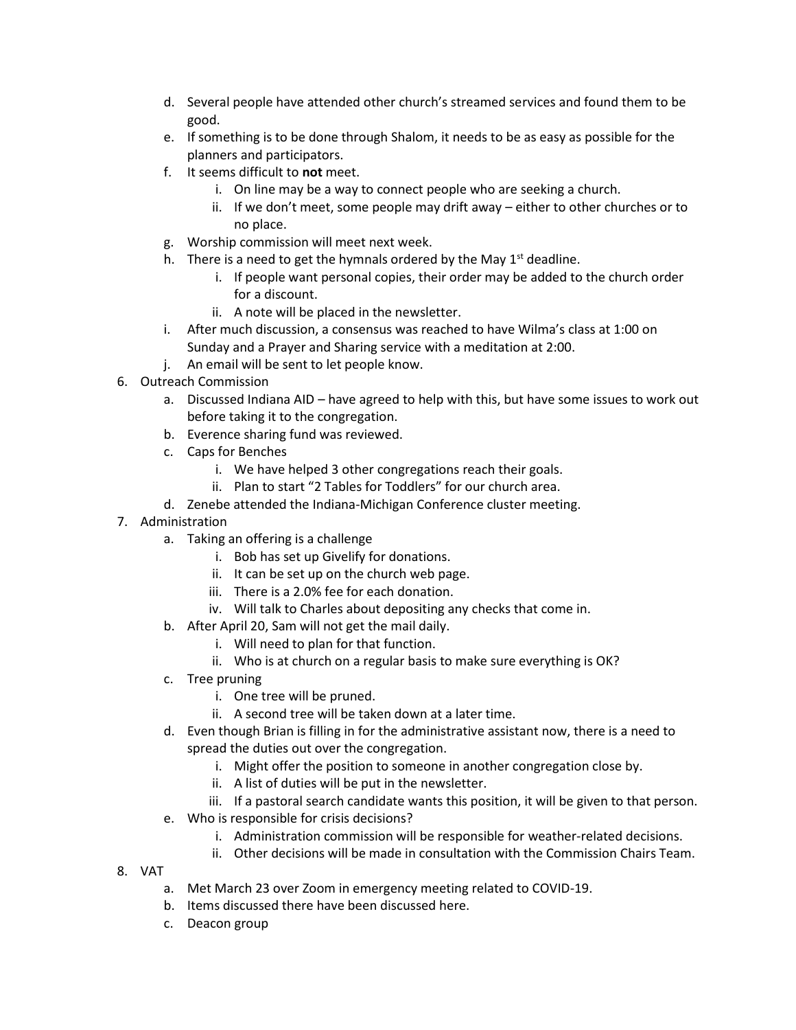d. Several people have attended other church's streamed services and found them to be good.
   e. If something is to be done through Shalom, it needs to be as easy as possible for the planners and participators.
   f. It seems difficult to **not** meet.
      i. On line may be a way to connect people who are seeking a church.
      ii. If we don't meet, some people may drift away – either to other churches or to no place.
   g. Worship commission will meet next week.
   h. There is a need to get the hymnals ordered by the May 1st deadline.
      i. If people want personal copies, their order may be added to the church order for a discount.
      ii. A note will be placed in the newsletter.
   i. After much discussion, a consensus was reached to have Wilma's class at 1:00 on Sunday and a Prayer and Sharing service with a meditation at 2:00.
   j. An email will be sent to let people know.

6. Outreach Commission
   a. Discussed Indiana AID – have agreed to help with this, but have some issues to work out before taking it to the congregation.
   b. Everence sharing fund was reviewed.
   c. Caps for Benches
      i. We have helped 3 other congregations reach their goals.
      ii. Plan to start "2 Tables for Toddlers" for our church area.
   d. Zenebe attended the Indiana-Michigan Conference cluster meeting.

7. Administration
   a. Taking an offering is a challenge
      i. Bob has set up Givelify for donations.
      ii. It can be set up on the church web page.
      iii. There is a 2.0% fee for each donation.
      iv. Will talk to Charles about depositing any checks that come in.
   b. After April 20, Sam will not get the mail daily.
      i. Will need to plan for that function.
      ii. Who is at church on a regular basis to make sure everything is OK?
   c. Tree pruning
      i. One tree will be pruned.
      ii. A second tree will be taken down at a later time.
   d. Even though Brian is filling in for the administrative assistant now, there is a need to spread the duties out over the congregation.
      i. Might offer the position to someone in another congregation close by.
      ii. A list of duties will be put in the newsletter.
      iii. If a pastoral search candidate wants this position, it will be given to that person.
   e. Who is responsible for crisis decisions?
      i. Administration commission will be responsible for weather-related decisions.
      ii. Other decisions will be made in consultation with the Commission Chairs Team.

8. VAT
   a. Met March 23 over Zoom in emergency meeting related to COVID-19.
   b. Items discussed there have been discussed here.
   c. Deacon group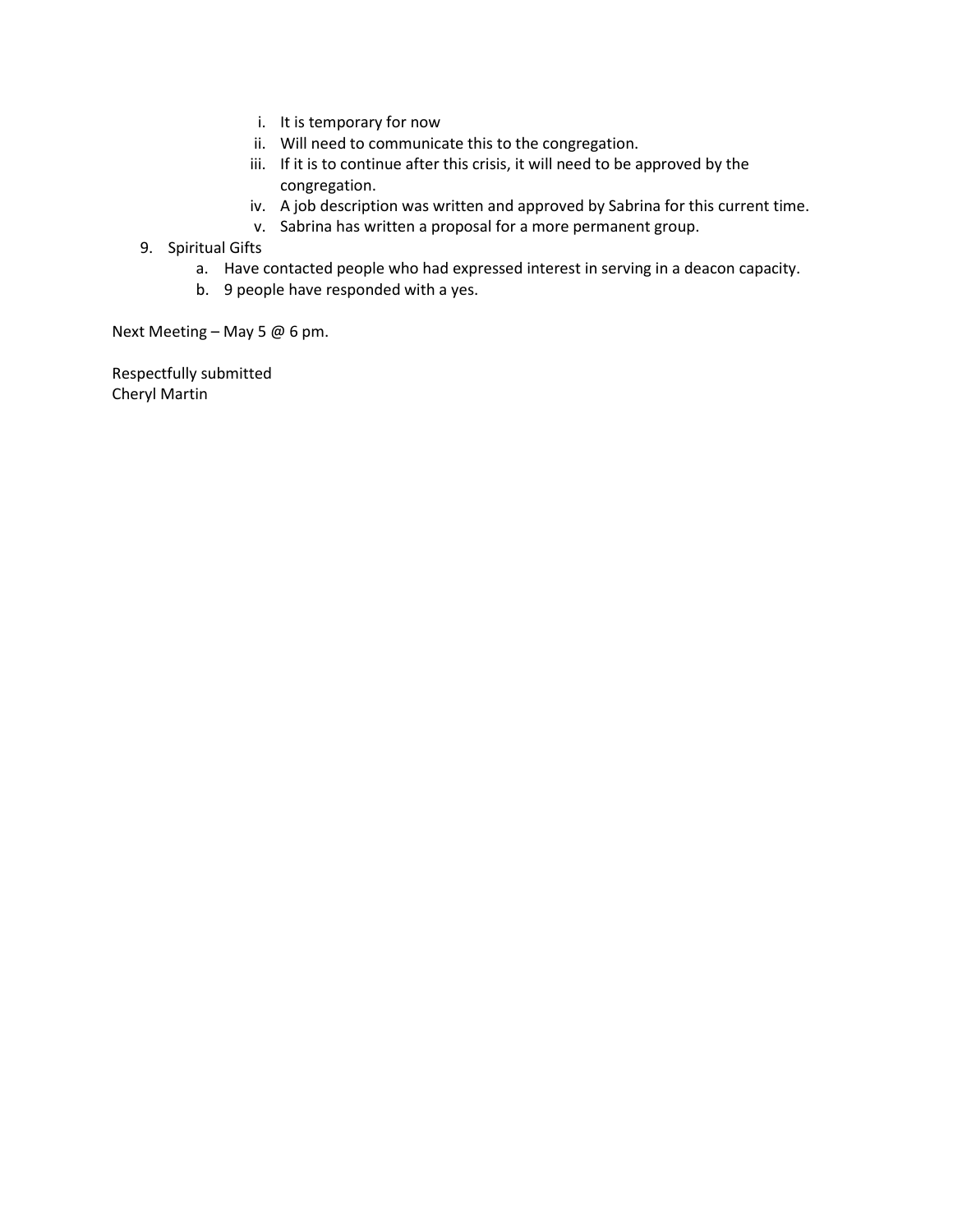i. It is temporary for now
   ii. Will need to communicate this to the congregation.
   iii. If it is to continue after this crisis, it will need to be approved by the congregation.
   iv. A job description was written and approved by Sabrina for this current time.
   v. Sabrina has written a proposal for a more permanent group.

9. Spiritual Gifts
   a. Have contacted people who had expressed interest in serving in a deacon capacity.
   b. 9 people have responded with a yes.

Next Meeting – May 5 @ 6 pm.

Respectfully submitted
Cheryl Martin